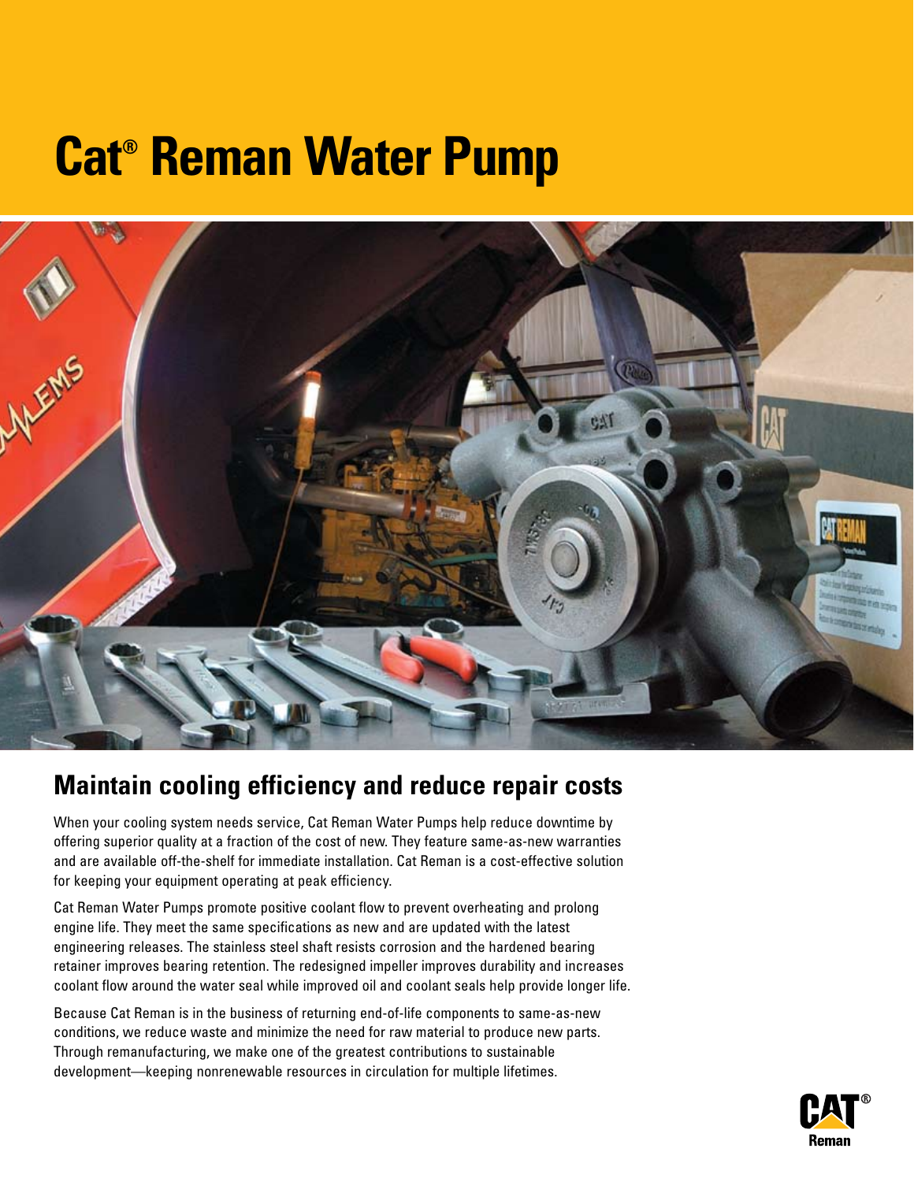# Cat® Reman Water Pump

## Maintain cooling efficiency and reduce repair costs

When your cooling system needs service, Cat Reman Water Pumps help reduce downtime by offering superior quality at a fraction of the cost of new. They feature same-as-new warranties and are available off-the-shelf for immediate installation. Cat Reman is a cost-effective solution for keeping your equipment operating at peak efficiency.

Cat Reman Water Pumps promote positive coolant flow to prevent overheating and prolong engine life. They meet the same specifications as new and are updated with the latest engineering releases. The stainless steel shaft resists corrosion and the hardened bearing retainer improves bearing retention. The redesigned impeller improves durability and increases coolant flow around the water seal while improved oil and coolant seals help provide longer life.

Because Cat Reman is in the business of returning end-of-life components to same-as-new conditions, we reduce waste and minimize the need for raw material to produce new parts. Through remanufacturing, we make one of the greatest contributions to sustainable development—keeping nonrenewable resources in circulation for multiple lifetimes.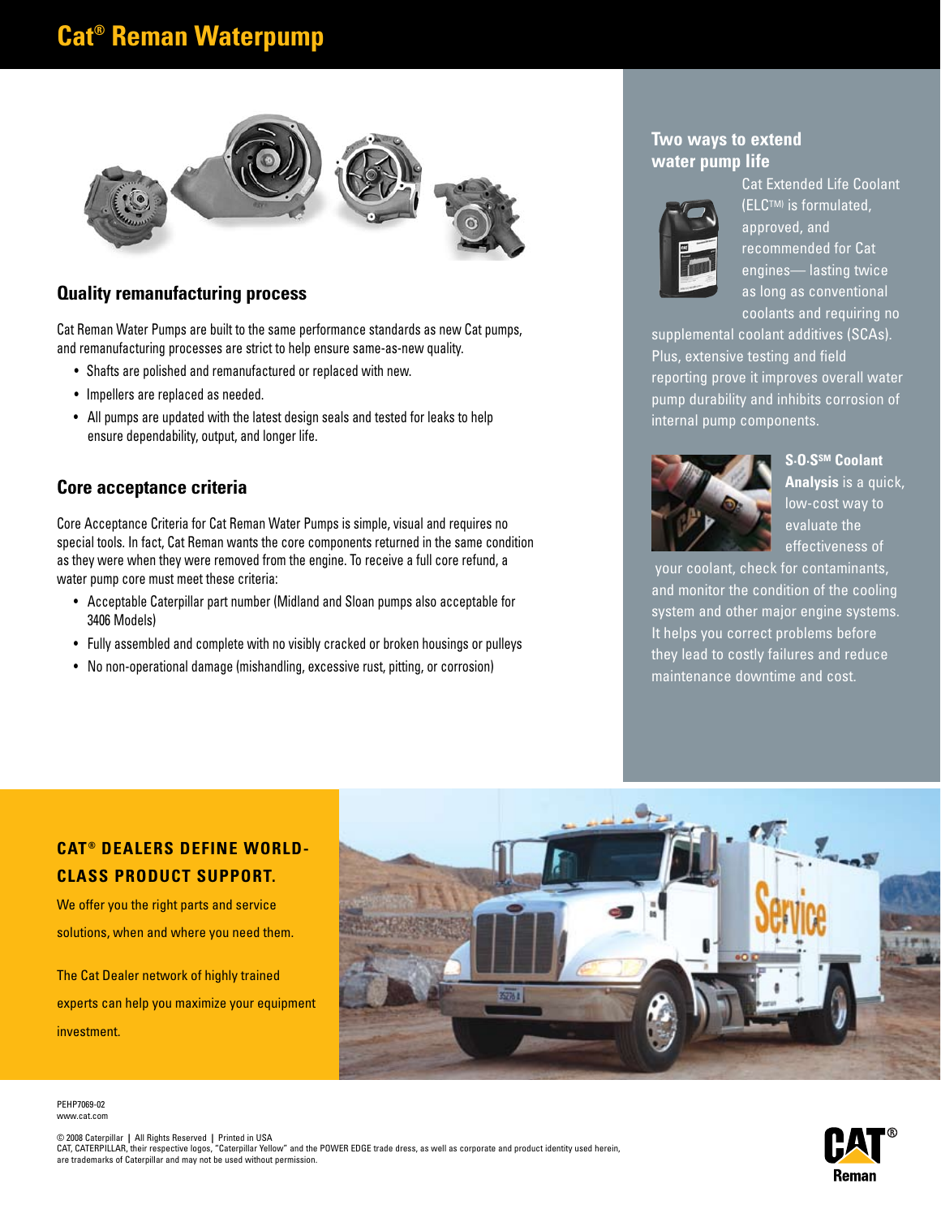# Cat® Reman Waterpump

## Quality remanufacturing process

Cat Reman Water Pumps are built to the same performance standards as new Cat pumps, and remanufacturing processes are strict to help ensure same-as-new quality.

- Shafts are polished and remanufactured or replaced with new.
- Impellers are replaced as needed.
- All pumps are updated with the latest design seals and tested for leaks to help ensure dependability, output, and longer life.

## Core acceptance criteria

Core Acceptance Criteria for Cat Reman Water Pumps is simple, visual and requires no special tools. In fact, Cat Reman wants the core components returned in the same condition as they were when they were removed from the engine. To receive a full core refund, a water pump core must meet these criteria:

- Acceptable Caterpillar part number (Midland and Sloan pumps also acceptable for 3406 Models)
- Fully assembled and complete with no visibly cracked or broken housings or pulleys
- No non-operational damage (mishandling, excessive rust, pitting, or corrosion)

## Two ways to extend water pump life

Cat Extended Life Coolant (ELC™) is formulated, approved, and recommended for Cat engines— lasting twice as long as conventional coolants and requiring no supplemental coolant additives (SCAs). Plus, extensive testing and field reporting prove it improves overall water pump durability and inhibits corrosion of internal pump components.

**S·O·S℠ Coolant Analysis** is a quick, low-cost way to evaluate the effectiveness of your coolant, check for contaminants, and monitor the condition of the cooling system and other major engine systems. It helps you correct problems before they lead to costly failures and reduce maintenance downtime and cost.

**CAT® DEALERS DEFINE WORLD-CLASS PRODUCT SUPPORT.**

We offer you the right parts and service solutions, when and where you need them.

The Cat Dealer network of highly trained experts can help you maximize your equipment investment.

PEHP7069-02
www.cat.com

© 2008 Caterpillar | All Rights Reserved | Printed in USA
CAT, CATERPILLAR, their respective logos, "Caterpillar Yellow" and the POWER EDGE trade dress, as well as corporate and product identity used herein, are trademarks of Caterpillar and may not be used without permission.

CAT® Reman